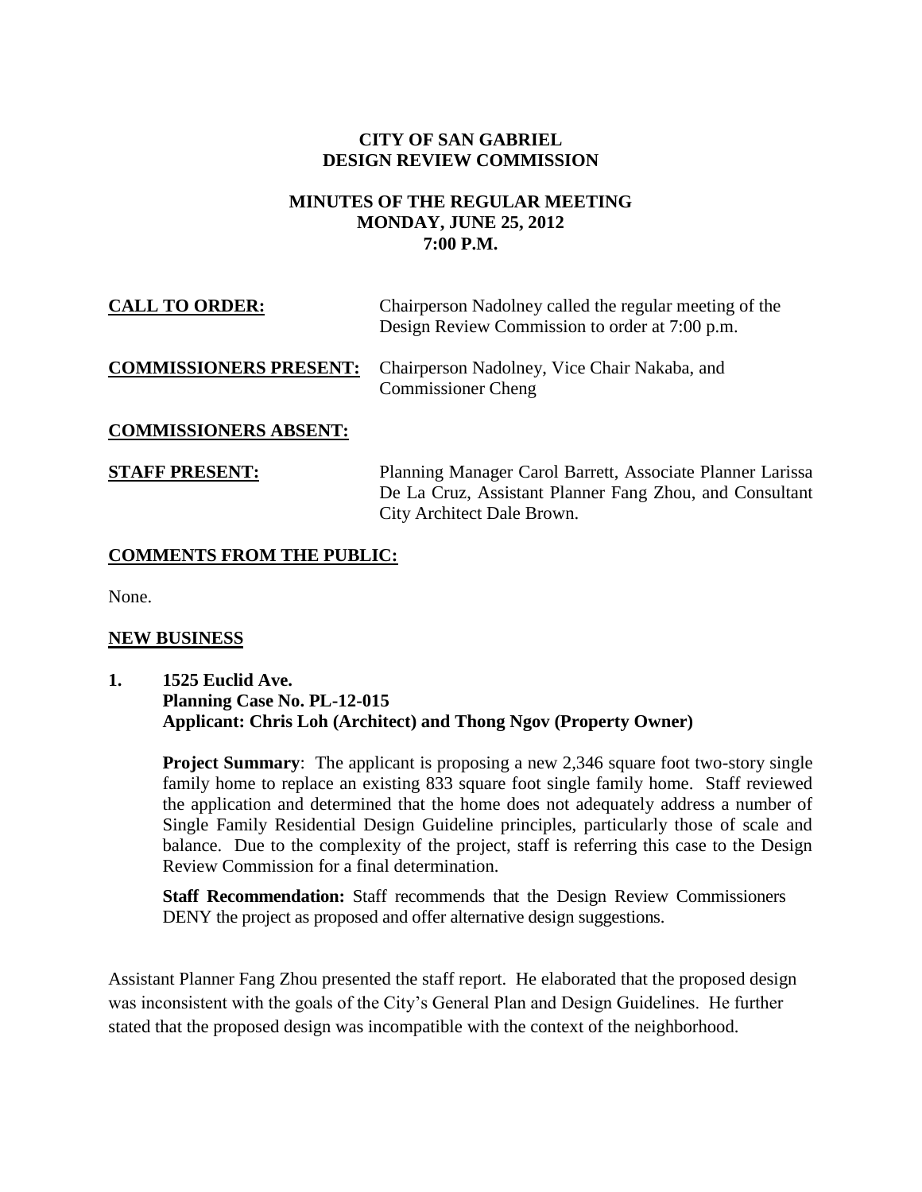**CITY OF SAN GABRIEL**
**DESIGN REVIEW COMMISSION**

**MINUTES OF THE REGULAR MEETING**
**MONDAY, JUNE 25, 2012**
**7:00 P.M.**

**CALL TO ORDER:** Chairperson Nadolney called the regular meeting of the Design Review Commission to order at 7:00 p.m.

**COMMISSIONERS PRESENT:** Chairperson Nadolney, Vice Chair Nakaba, and Commissioner Cheng

**COMMISSIONERS ABSENT:**

**STAFF PRESENT:** Planning Manager Carol Barrett, Associate Planner Larissa De La Cruz, Assistant Planner Fang Zhou, and Consultant City Architect Dale Brown.

**COMMENTS FROM THE PUBLIC:**

None.

**NEW BUSINESS**

**1. 1525 Euclid Ave.**
**Planning Case No. PL-12-015**
**Applicant: Chris Loh (Architect) and Thong Ngov (Property Owner)**

**Project Summary**: The applicant is proposing a new 2,346 square foot two-story single family home to replace an existing 833 square foot single family home. Staff reviewed the application and determined that the home does not adequately address a number of Single Family Residential Design Guideline principles, particularly those of scale and balance. Due to the complexity of the project, staff is referring this case to the Design Review Commission for a final determination.

**Staff Recommendation:** Staff recommends that the Design Review Commissioners DENY the project as proposed and offer alternative design suggestions.

Assistant Planner Fang Zhou presented the staff report. He elaborated that the proposed design was inconsistent with the goals of the City's General Plan and Design Guidelines. He further stated that the proposed design was incompatible with the context of the neighborhood.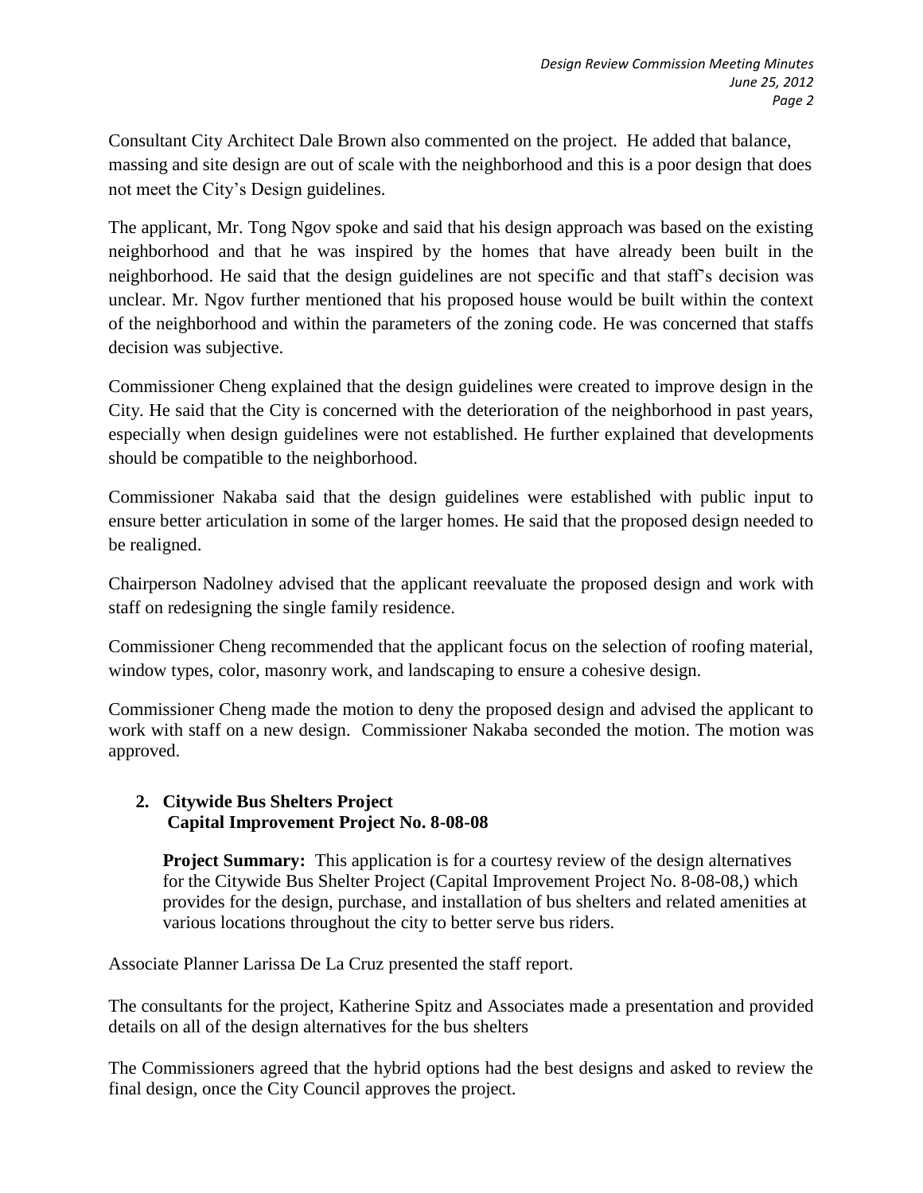Consultant City Architect Dale Brown also commented on the project. He added that balance, massing and site design are out of scale with the neighborhood and this is a poor design that does not meet the City's Design guidelines.

The applicant, Mr. Tong Ngov spoke and said that his design approach was based on the existing neighborhood and that he was inspired by the homes that have already been built in the neighborhood. He said that the design guidelines are not specific and that staff's decision was unclear. Mr. Ngov further mentioned that his proposed house would be built within the context of the neighborhood and within the parameters of the zoning code. He was concerned that staffs decision was subjective.

Commissioner Cheng explained that the design guidelines were created to improve design in the City. He said that the City is concerned with the deterioration of the neighborhood in past years, especially when design guidelines were not established. He further explained that developments should be compatible to the neighborhood.

Commissioner Nakaba said that the design guidelines were established with public input to ensure better articulation in some of the larger homes. He said that the proposed design needed to be realigned.

Chairperson Nadolney advised that the applicant reevaluate the proposed design and work with staff on redesigning the single family residence.

Commissioner Cheng recommended that the applicant focus on the selection of roofing material, window types, color, masonry work, and landscaping to ensure a cohesive design.

Commissioner Cheng made the motion to deny the proposed design and advised the applicant to work with staff on a new design. Commissioner Nakaba seconded the motion. The motion was approved.

**2. Citywide Bus Shelters Project**
**Capital Improvement Project No. 8-08-08**

**Project Summary:** This application is for a courtesy review of the design alternatives for the Citywide Bus Shelter Project (Capital Improvement Project No. 8-08-08,) which provides for the design, purchase, and installation of bus shelters and related amenities at various locations throughout the city to better serve bus riders.

Associate Planner Larissa De La Cruz presented the staff report.

The consultants for the project, Katherine Spitz and Associates made a presentation and provided details on all of the design alternatives for the bus shelters

The Commissioners agreed that the hybrid options had the best designs and asked to review the final design, once the City Council approves the project.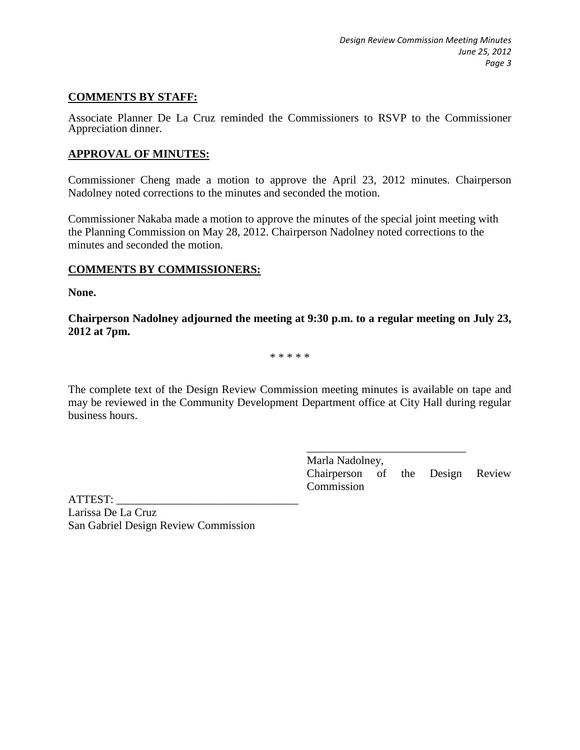**COMMENTS BY STAFF:**

Associate Planner De La Cruz reminded the Commissioners to RSVP to the Commissioner Appreciation dinner.

**APPROVAL OF MINUTES:**

Commissioner Cheng made a motion to approve the April 23, 2012 minutes. Chairperson Nadolney noted corrections to the minutes and seconded the motion.

Commissioner Nakaba made a motion to approve the minutes of the special joint meeting with the Planning Commission on May 28, 2012. Chairperson Nadolney noted corrections to the minutes and seconded the motion.

**COMMENTS BY COMMISSIONERS:**

**None.**

**Chairperson Nadolney adjourned the meeting at 9:30 p.m. to a regular meeting on July 23, 2012 at 7pm.**

\* \* \* \* \*

The complete text of the Design Review Commission meeting minutes is available on tape and may be reviewed in the Community Development Department office at City Hall during regular business hours.

\_\_\_\_\_\_\_\_\_\_\_\_\_\_\_\_\_\_\_\_\_\_\_\_\_\_\_\_
Marla Nadolney,
Chairperson of the Design Review Commission

ATTEST: \_\_\_\_\_\_\_\_\_\_\_\_\_\_\_\_\_\_\_\_\_\_\_\_\_\_\_\_\_\_\_\_
Larissa De La Cruz
San Gabriel Design Review Commission